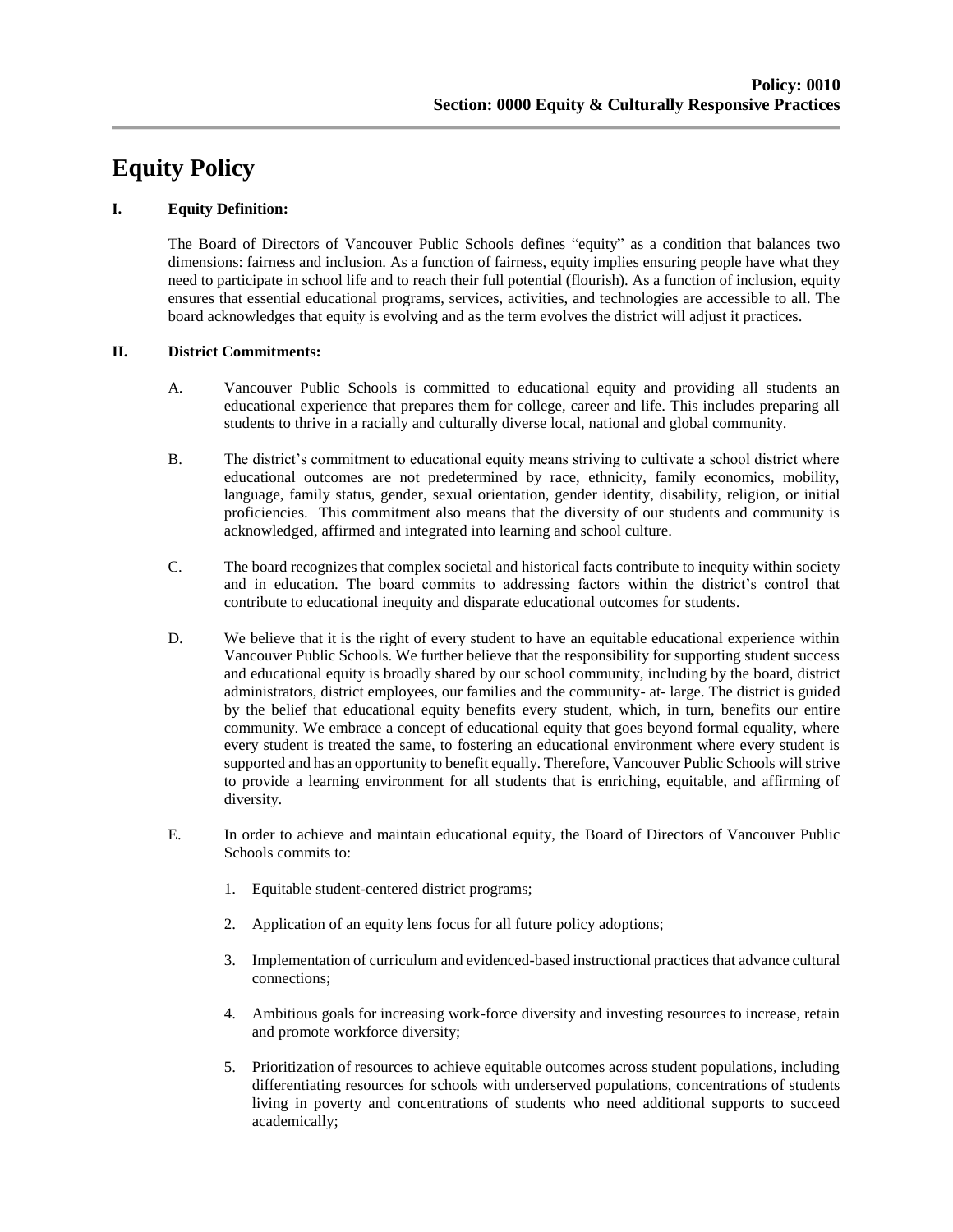**Policy: 0010**
**Section: 0000 Equity & Culturally Responsive Practices**

# Equity Policy

## I. Equity Definition:

The Board of Directors of Vancouver Public Schools defines "equity" as a condition that balances two dimensions: fairness and inclusion. As a function of fairness, equity implies ensuring people have what they need to participate in school life and to reach their full potential (flourish). As a function of inclusion, equity ensures that essential educational programs, services, activities, and technologies are accessible to all. The board acknowledges that equity is evolving and as the term evolves the district will adjust it practices.

## II. District Commitments:

A. Vancouver Public Schools is committed to educational equity and providing all students an educational experience that prepares them for college, career and life. This includes preparing all students to thrive in a racially and culturally diverse local, national and global community.

B. The district's commitment to educational equity means striving to cultivate a school district where educational outcomes are not predetermined by race, ethnicity, family economics, mobility, language, family status, gender, sexual orientation, gender identity, disability, religion, or initial proficiencies. This commitment also means that the diversity of our students and community is acknowledged, affirmed and integrated into learning and school culture.

C. The board recognizes that complex societal and historical facts contribute to inequity within society and in education. The board commits to addressing factors within the district's control that contribute to educational inequity and disparate educational outcomes for students.

D. We believe that it is the right of every student to have an equitable educational experience within Vancouver Public Schools. We further believe that the responsibility for supporting student success and educational equity is broadly shared by our school community, including by the board, district administrators, district employees, our families and the community- at- large. The district is guided by the belief that educational equity benefits every student, which, in turn, benefits our entire community. We embrace a concept of educational equity that goes beyond formal equality, where every student is treated the same, to fostering an educational environment where every student is supported and has an opportunity to benefit equally. Therefore, Vancouver Public Schools will strive to provide a learning environment for all students that is enriching, equitable, and affirming of diversity.

E. In order to achieve and maintain educational equity, the Board of Directors of Vancouver Public Schools commits to:

1. Equitable student-centered district programs;

2. Application of an equity lens focus for all future policy adoptions;

3. Implementation of curriculum and evidenced-based instructional practices that advance cultural connections;

4. Ambitious goals for increasing work-force diversity and investing resources to increase, retain and promote workforce diversity;

5. Prioritization of resources to achieve equitable outcomes across student populations, including differentiating resources for schools with underserved populations, concentrations of students living in poverty and concentrations of students who need additional supports to succeed academically;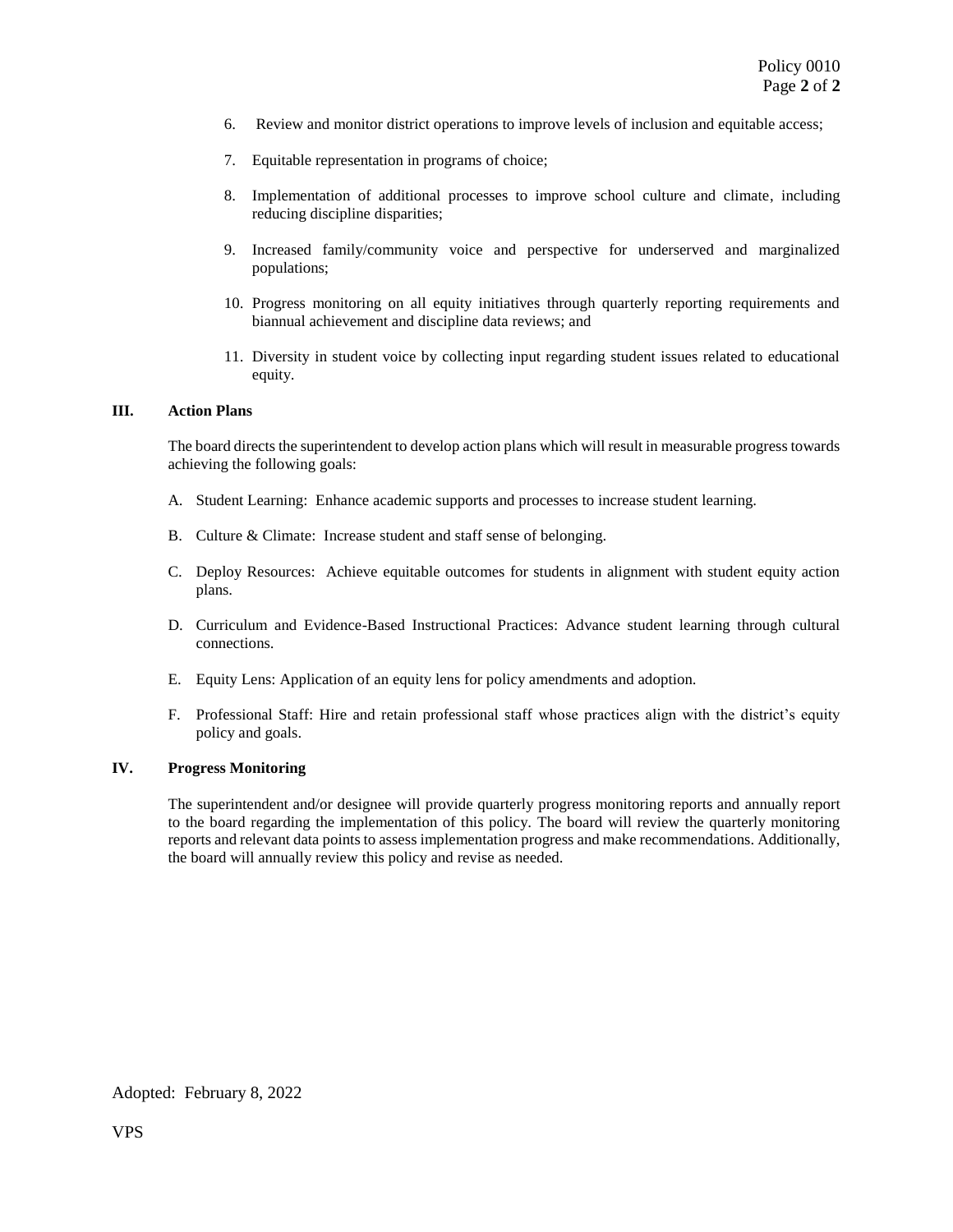6. Review and monitor district operations to improve levels of inclusion and equitable access;

7. Equitable representation in programs of choice;

8. Implementation of additional processes to improve school culture and climate, including reducing discipline disparities;

9. Increased family/community voice and perspective for underserved and marginalized populations;

10. Progress monitoring on all equity initiatives through quarterly reporting requirements and biannual achievement and discipline data reviews; and

11. Diversity in student voice by collecting input regarding student issues related to educational equity.

**III. Action Plans**

The board directs the superintendent to develop action plans which will result in measurable progress towards achieving the following goals:

A. Student Learning: Enhance academic supports and processes to increase student learning.

B. Culture & Climate: Increase student and staff sense of belonging.

C. Deploy Resources: Achieve equitable outcomes for students in alignment with student equity action plans.

D. Curriculum and Evidence-Based Instructional Practices: Advance student learning through cultural connections.

E. Equity Lens: Application of an equity lens for policy amendments and adoption.

F. Professional Staff: Hire and retain professional staff whose practices align with the district's equity policy and goals.

**IV. Progress Monitoring**

The superintendent and/or designee will provide quarterly progress monitoring reports and annually report to the board regarding the implementation of this policy. The board will review the quarterly monitoring reports and relevant data points to assess implementation progress and make recommendations. Additionally, the board will annually review this policy and revise as needed.

Adopted: February 8, 2022

VPS